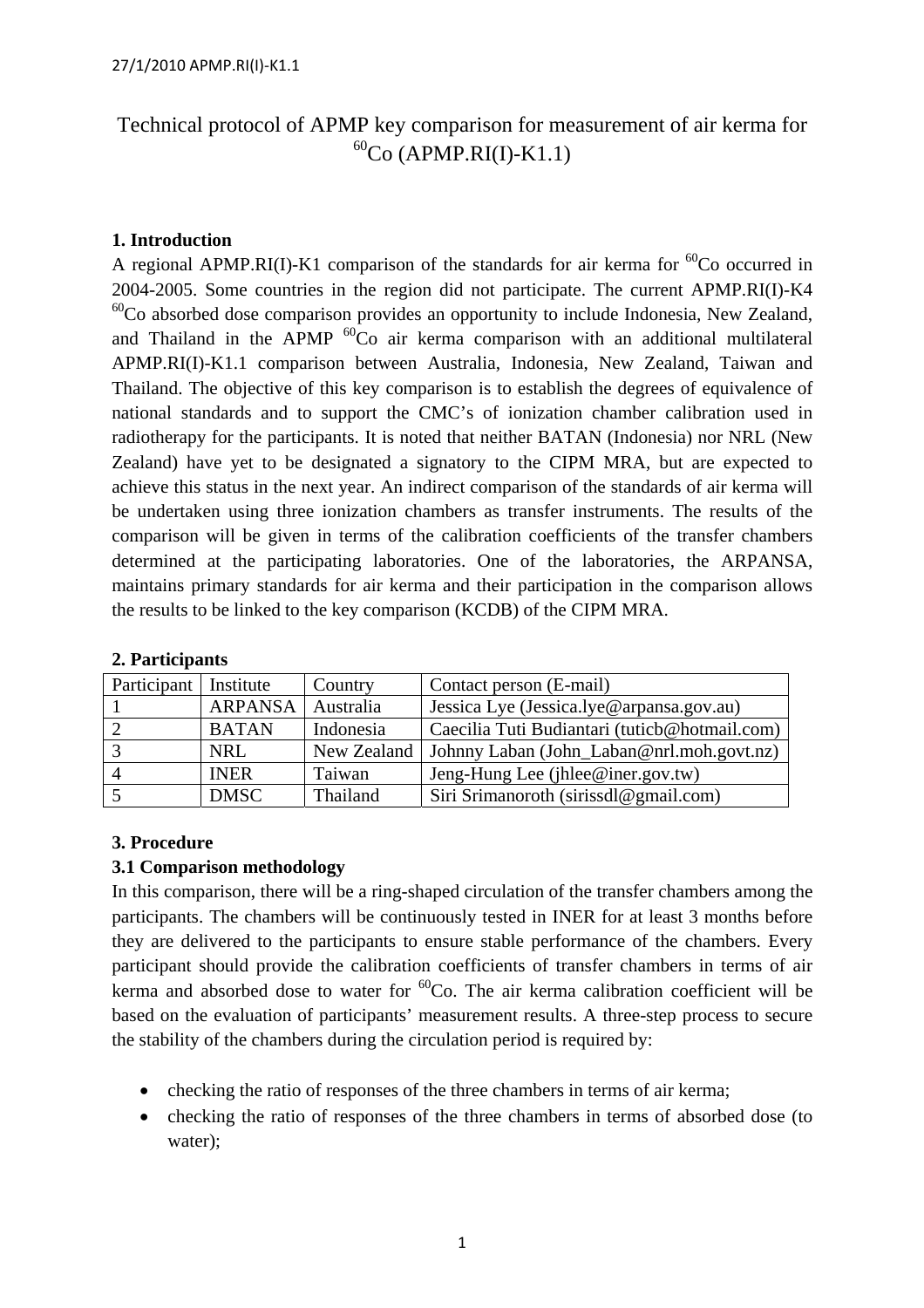# Technical protocol of APMP key comparison for measurement of air kerma for $^{60}$Co (APMP.RI(I)-K1.1)

## 1. Introduction

A regional APMP.RI(I)-K1 comparison of the standards for air kerma for $^{60}$Co occurred in 2004-2005. Some countries in the region did not participate. The current APMP.RI(I)-K4 $^{60}$Co absorbed dose comparison provides an opportunity to include Indonesia, New Zealand, and Thailand in the APMP $^{60}$Co air kerma comparison with an additional multilateral APMP.RI(I)-K1.1 comparison between Australia, Indonesia, New Zealand, Taiwan and Thailand. The objective of this key comparison is to establish the degrees of equivalence of national standards and to support the CMC's of ionization chamber calibration used in radiotherapy for the participants. It is noted that neither BATAN (Indonesia) nor NRL (New Zealand) have yet to be designated a signatory to the CIPM MRA, but are expected to achieve this status in the next year. An indirect comparison of the standards of air kerma will be undertaken using three ionization chambers as transfer instruments. The results of the comparison will be given in terms of the calibration coefficients of the transfer chambers determined at the participating laboratories. One of the laboratories, the ARPANSA, maintains primary standards for air kerma and their participation in the comparison allows the results to be linked to the key comparison (KCDB) of the CIPM MRA.

## 2. Participants

| Participant | Institute | Country | Contact person (E-mail) |
|---|---|---|---|
| 1 | ARPANSA | Australia | Jessica Lye (Jessica.lye@arpansa.gov.au) |
| 2 | BATAN | Indonesia | Caecilia Tuti Budiantari (tuticb@hotmail.com) |
| 3 | NRL | New Zealand | Johnny Laban (John_Laban@nrl.moh.govt.nz) |
| 4 | INER | Taiwan | Jeng-Hung Lee (jhlee@iner.gov.tw) |
| 5 | DMSC | Thailand | Siri Srimanoroth (sirissdl@gmail.com) |

## 3. Procedure

### 3.1 Comparison methodology

In this comparison, there will be a ring-shaped circulation of the transfer chambers among the participants. The chambers will be continuously tested in INER for at least 3 months before they are delivered to the participants to ensure stable performance of the chambers. Every participant should provide the calibration coefficients of transfer chambers in terms of air kerma and absorbed dose to water for $^{60}$Co. The air kerma calibration coefficient will be based on the evaluation of participants' measurement results. A three-step process to secure the stability of the chambers during the circulation period is required by:

- checking the ratio of responses of the three chambers in terms of air kerma;
- checking the ratio of responses of the three chambers in terms of absorbed dose (to water);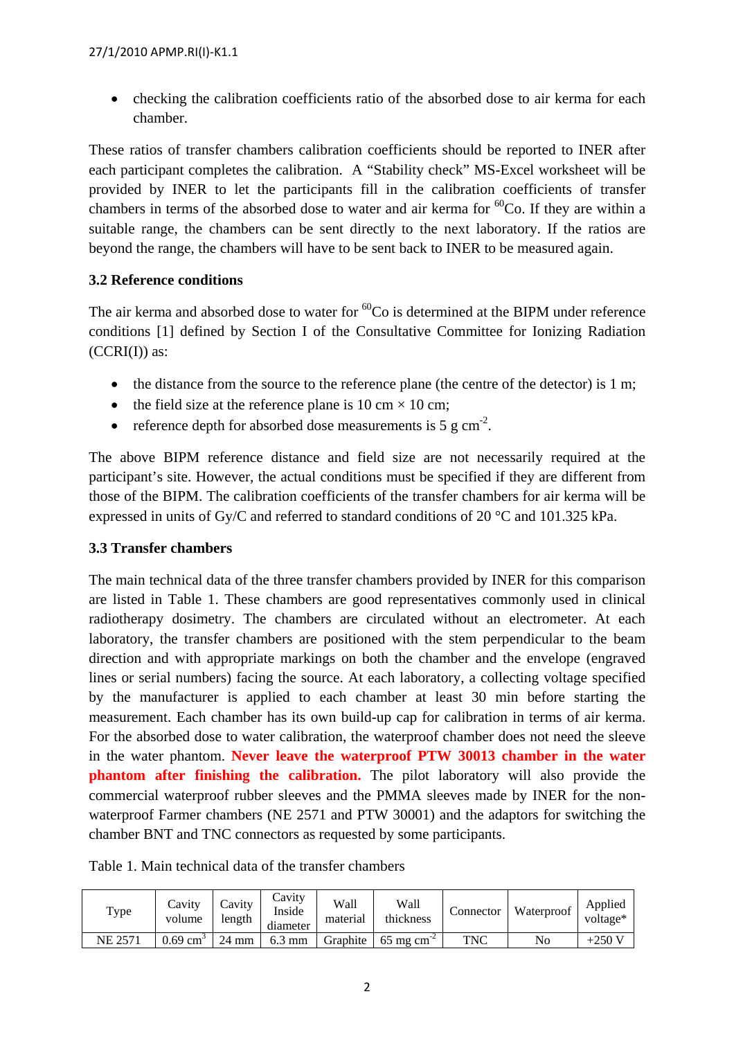- checking the calibration coefficients ratio of the absorbed dose to air kerma for each chamber.

These ratios of transfer chambers calibration coefficients should be reported to INER after each participant completes the calibration. A “Stability check” MS-Excel worksheet will be provided by INER to let the participants fill in the calibration coefficients of transfer chambers in terms of the absorbed dose to water and air kerma for $^{60}$Co. If they are within a suitable range, the chambers can be sent directly to the next laboratory. If the ratios are beyond the range, the chambers will have to be sent back to INER to be measured again.

### 3.2 Reference conditions

The air kerma and absorbed dose to water for $^{60}$Co is determined at the BIPM under reference conditions [1] defined by Section I of the Consultative Committee for Ionizing Radiation (CCRI(I)) as:

- the distance from the source to the reference plane (the centre of the detector) is 1 m;
- the field size at the reference plane is 10 cm × 10 cm;
- reference depth for absorbed dose measurements is 5 g cm$^{-2}$.

The above BIPM reference distance and field size are not necessarily required at the participant’s site. However, the actual conditions must be specified if they are different from those of the BIPM. The calibration coefficients of the transfer chambers for air kerma will be expressed in units of Gy/C and referred to standard conditions of 20 °C and 101.325 kPa.

### 3.3 Transfer chambers

The main technical data of the three transfer chambers provided by INER for this comparison are listed in Table 1. These chambers are good representatives commonly used in clinical radiotherapy dosimetry. The chambers are circulated without an electrometer. At each laboratory, the transfer chambers are positioned with the stem perpendicular to the beam direction and with appropriate markings on both the chamber and the envelope (engraved lines or serial numbers) facing the source. At each laboratory, a collecting voltage specified by the manufacturer is applied to each chamber at least 30 min before starting the measurement. Each chamber has its own build-up cap for calibration in terms of air kerma. For the absorbed dose to water calibration, the waterproof chamber does not need the sleeve in the water phantom. **Never leave the waterproof PTW 30013 chamber in the water phantom after finishing the calibration.** The pilot laboratory will also provide the commercial waterproof rubber sleeves and the PMMA sleeves made by INER for the non-waterproof Farmer chambers (NE 2571 and PTW 30001) and the adaptors for switching the chamber BNT and TNC connectors as requested by some participants.

Table 1. Main technical data of the transfer chambers

| Type | Cavity volume | Cavity length | Cavity Inside diameter | Wall material | Wall thickness | Connector | Waterproof | Applied voltage* |
|---|---|---|---|---|---|---|---|---|
| NE 2571 | 0.69 cm$^3$ | 24 mm | 6.3 mm | Graphite | 65 mg cm$^{-2}$ | TNC | No | +250 V |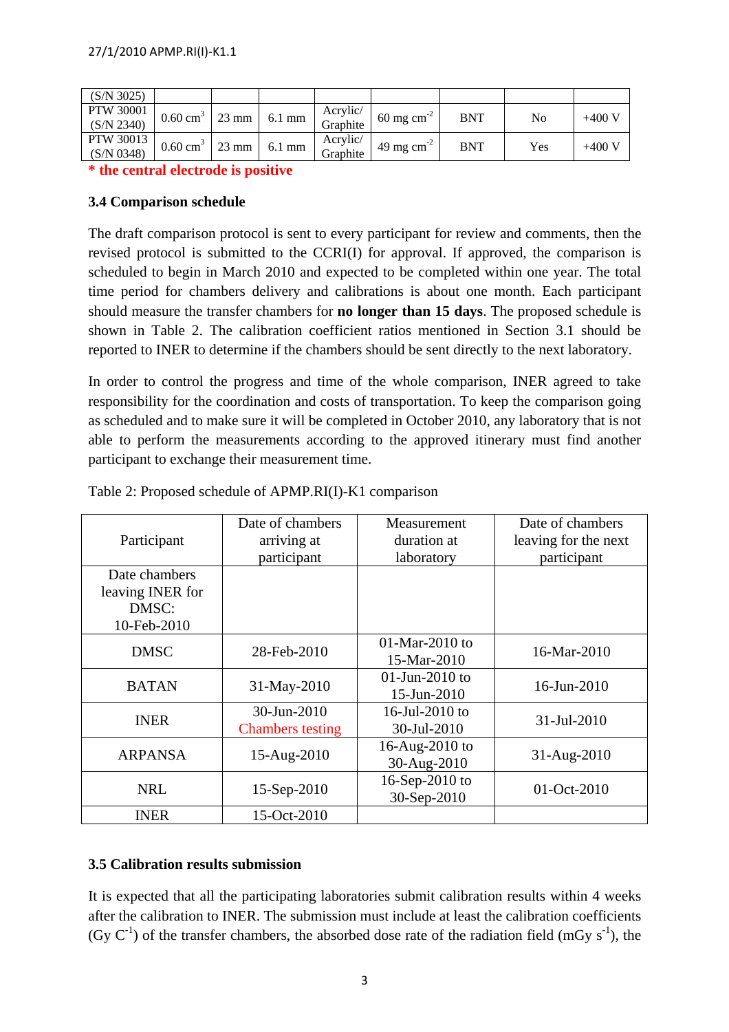| | | | | | | | | |
|---|---|---|---|---|---|---|---|---|
| (S/N 3025) | | | | | | | | |
| PTW 30001 (S/N 2340) | 0.60 $cm^3$ | 23 mm | 6.1 mm | Acrylic/ Graphite | 60 mg $cm^{-2}$ | BNT | No | +400 V |
| PTW 30013 (S/N 0348) | 0.60 $cm^3$ | 23 mm | 6.1 mm | Acrylic/ Graphite | 49 mg $cm^{-2}$ | BNT | Yes | +400 V |

**\* the central electrode is positive**

### 3.4 Comparison schedule

The draft comparison protocol is sent to every participant for review and comments, then the revised protocol is submitted to the CCRI(I) for approval. If approved, the comparison is scheduled to begin in March 2010 and expected to be completed within one year. The total time period for chambers delivery and calibrations is about one month. Each participant should measure the transfer chambers for **no longer than 15 days**. The proposed schedule is shown in Table 2. The calibration coefficient ratios mentioned in Section 3.1 should be reported to INER to determine if the chambers should be sent directly to the next laboratory.

In order to control the progress and time of the whole comparison, INER agreed to take responsibility for the coordination and costs of transportation. To keep the comparison going as scheduled and to make sure it will be completed in October 2010, any laboratory that is not able to perform the measurements according to the approved itinerary must find another participant to exchange their measurement time.

Table 2: Proposed schedule of APMP.RI(I)-K1 comparison

| Participant | Date of chambers arriving at participant | Measurement duration at laboratory | Date of chambers leaving for the next participant |
|---|---|---|---|
| Date chambers leaving INER for DMSC: 10-Feb-2010 | | | |
| DMSC | 28-Feb-2010 | 01-Mar-2010 to 15-Mar-2010 | 16-Mar-2010 |
| BATAN | 31-May-2010 | 01-Jun-2010 to 15-Jun-2010 | 16-Jun-2010 |
| INER | 30-Jun-2010 Chambers testing | 16-Jul-2010 to 30-Jul-2010 | 31-Jul-2010 |
| ARPANSA | 15-Aug-2010 | 16-Aug-2010 to 30-Aug-2010 | 31-Aug-2010 |
| NRL | 15-Sep-2010 | 16-Sep-2010 to 30-Sep-2010 | 01-Oct-2010 |
| INER | 15-Oct-2010 | | |

### 3.5 Calibration results submission

It is expected that all the participating laboratories submit calibration results within 4 weeks after the calibration to INER. The submission must include at least the calibration coefficients (Gy $C^{-1}$) of the transfer chambers, the absorbed dose rate of the radiation field (mGy $s^{-1}$), the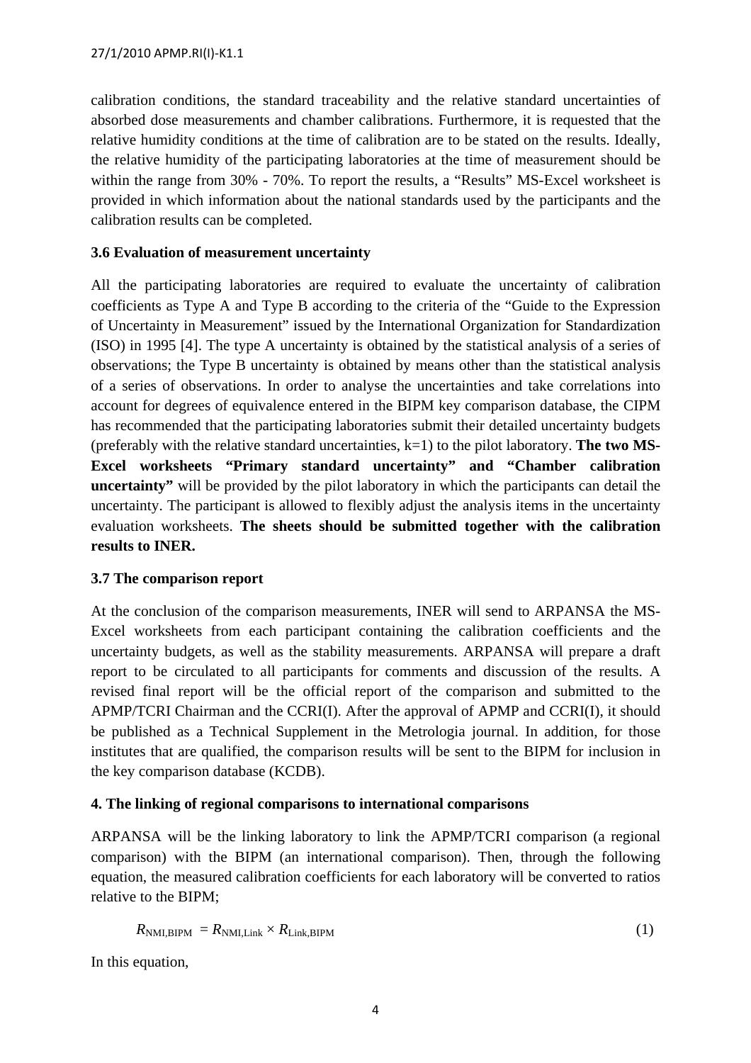calibration conditions, the standard traceability and the relative standard uncertainties of absorbed dose measurements and chamber calibrations. Furthermore, it is requested that the relative humidity conditions at the time of calibration are to be stated on the results. Ideally, the relative humidity of the participating laboratories at the time of measurement should be within the range from 30% - 70%. To report the results, a "Results" MS-Excel worksheet is provided in which information about the national standards used by the participants and the calibration results can be completed.

### 3.6 Evaluation of measurement uncertainty

All the participating laboratories are required to evaluate the uncertainty of calibration coefficients as Type A and Type B according to the criteria of the "Guide to the Expression of Uncertainty in Measurement" issued by the International Organization for Standardization (ISO) in 1995 [4]. The type A uncertainty is obtained by the statistical analysis of a series of observations; the Type B uncertainty is obtained by means other than the statistical analysis of a series of observations. In order to analyse the uncertainties and take correlations into account for degrees of equivalence entered in the BIPM key comparison database, the CIPM has recommended that the participating laboratories submit their detailed uncertainty budgets (preferably with the relative standard uncertainties, k=1) to the pilot laboratory. **The two MS-Excel worksheets "Primary standard uncertainty" and "Chamber calibration uncertainty"** will be provided by the pilot laboratory in which the participants can detail the uncertainty. The participant is allowed to flexibly adjust the analysis items in the uncertainty evaluation worksheets. **The sheets should be submitted together with the calibration results to INER.**

### 3.7 The comparison report

At the conclusion of the comparison measurements, INER will send to ARPANSA the MS-Excel worksheets from each participant containing the calibration coefficients and the uncertainty budgets, as well as the stability measurements. ARPANSA will prepare a draft report to be circulated to all participants for comments and discussion of the results. A revised final report will be the official report of the comparison and submitted to the APMP/TCRI Chairman and the CCRI(I). After the approval of APMP and CCRI(I), it should be published as a Technical Supplement in the Metrologia journal. In addition, for those institutes that are qualified, the comparison results will be sent to the BIPM for inclusion in the key comparison database (KCDB).

### 4. The linking of regional comparisons to international comparisons

ARPANSA will be the linking laboratory to link the APMP/TCRI comparison (a regional comparison) with the BIPM (an international comparison). Then, through the following equation, the measured calibration coefficients for each laboratory will be converted to ratios relative to the BIPM;

$$R_{\mathrm{NMI,BIPM}} = R_{\mathrm{NMI,Link}} \times R_{\mathrm{Link,BIPM}} \qquad (1)$$

In this equation,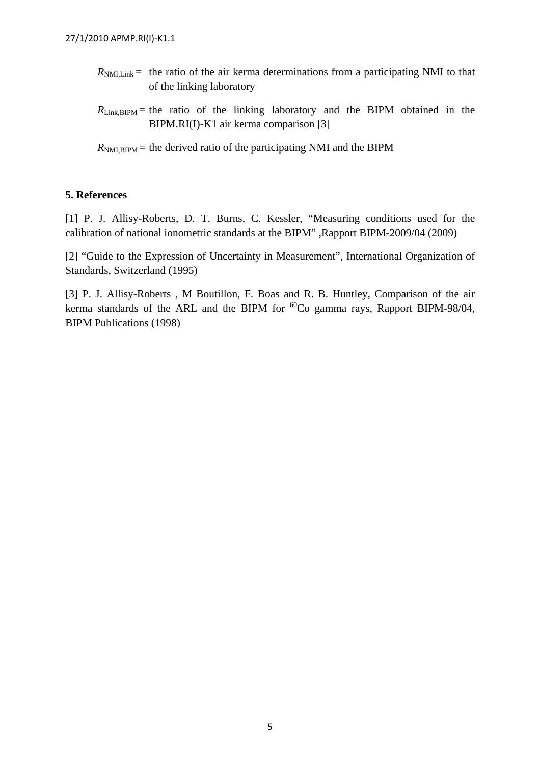$R_{\mathrm{NMI,Link}}$ = the ratio of the air kerma determinations from a participating NMI to that of the linking laboratory

$R_{\mathrm{Link,BIPM}}$ = the ratio of the linking laboratory and the BIPM obtained in the BIPM.RI(I)-K1 air kerma comparison [3]

$R_{\mathrm{NMI,BIPM}}$ = the derived ratio of the participating NMI and the BIPM

## 5. References

[1] P. J. Allisy-Roberts, D. T. Burns, C. Kessler, "Measuring conditions used for the calibration of national ionometric standards at the BIPM" ,Rapport BIPM-2009/04 (2009)

[2] "Guide to the Expression of Uncertainty in Measurement", International Organization of Standards, Switzerland (1995)

[3] P. J. Allisy-Roberts , M Boutillon, F. Boas and R. B. Huntley, Comparison of the air kerma standards of the ARL and the BIPM for $^{60}$Co gamma rays, Rapport BIPM-98/04, BIPM Publications (1998)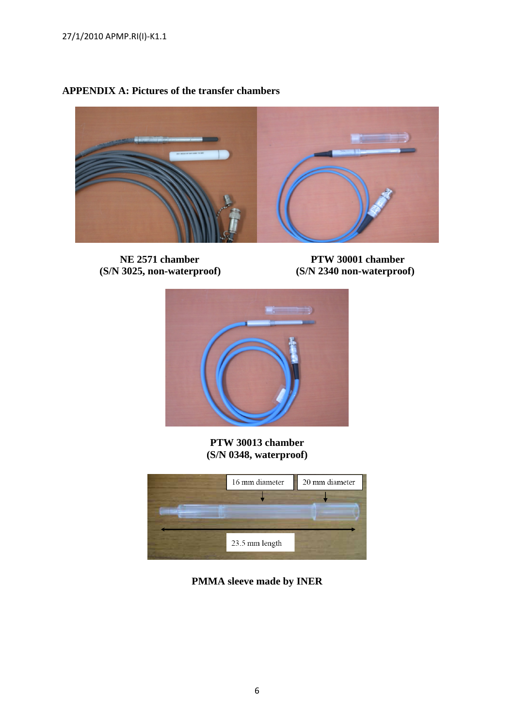## APPENDIX A: Pictures of the transfer chambers

**NE 2571 chamber**
**(S/N 3025, non-waterproof)**

**PTW 30001 chamber**
**(S/N 2340 non-waterproof)**

**PTW 30013 chamber**
**(S/N 0348, waterproof)**

16 mm diameter

20 mm diameter

23.5 mm length

**PMMA sleeve made by INER**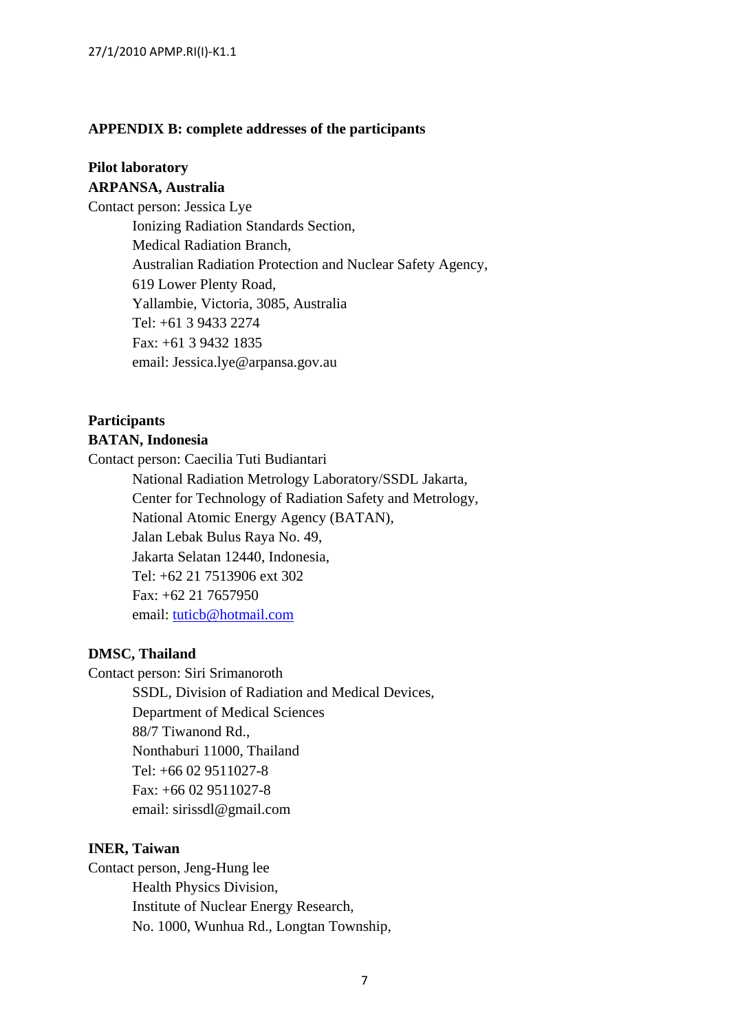## APPENDIX B: complete addresses of the participants

**Pilot laboratory**

**ARPANSA, Australia**

Contact person: Jessica Lye

Ionizing Radiation Standards Section,
Medical Radiation Branch,
Australian Radiation Protection and Nuclear Safety Agency,
619 Lower Plenty Road,
Yallambie, Victoria, 3085, Australia
Tel: +61 3 9433 2274
Fax: +61 3 9432 1835
email: Jessica.lye@arpansa.gov.au

**Participants**

**BATAN, Indonesia**

Contact person: Caecilia Tuti Budiantari

National Radiation Metrology Laboratory/SSDL Jakarta,
Center for Technology of Radiation Safety and Metrology,
National Atomic Energy Agency (BATAN),
Jalan Lebak Bulus Raya No. 49,
Jakarta Selatan 12440, Indonesia,
Tel: +62 21 7513906 ext 302
Fax: +62 21 7657950
email: tuticb@hotmail.com

**DMSC, Thailand**

Contact person: Siri Srimanoroth

SSDL, Division of Radiation and Medical Devices,
Department of Medical Sciences
88/7 Tiwanond Rd.,
Nonthaburi 11000, Thailand
Tel: +66 02 9511027-8
Fax: +66 02 9511027-8
email: sirissdl@gmail.com

**INER, Taiwan**

Contact person, Jeng-Hung lee

Health Physics Division,
Institute of Nuclear Energy Research,
No. 1000, Wunhua Rd., Longtan Township,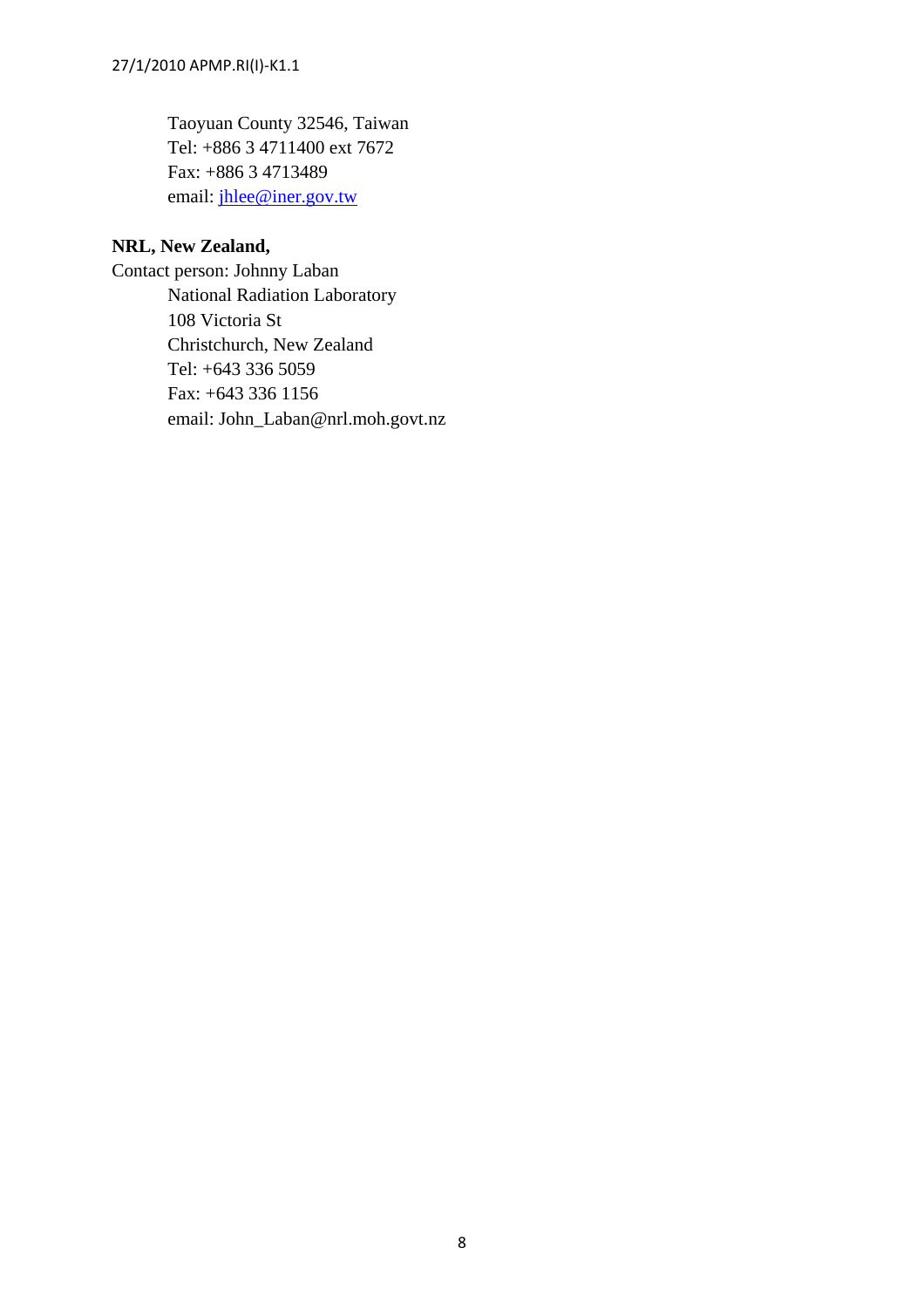Taoyuan County 32546, Taiwan
Tel: +886 3 4711400 ext 7672
Fax: +886 3 4713489
email: jhlee@iner.gov.tw

**NRL, New Zealand,**

Contact person: Johnny Laban
National Radiation Laboratory
108 Victoria St
Christchurch, New Zealand
Tel: +643 336 5059
Fax: +643 336 1156
email: John_Laban@nrl.moh.govt.nz